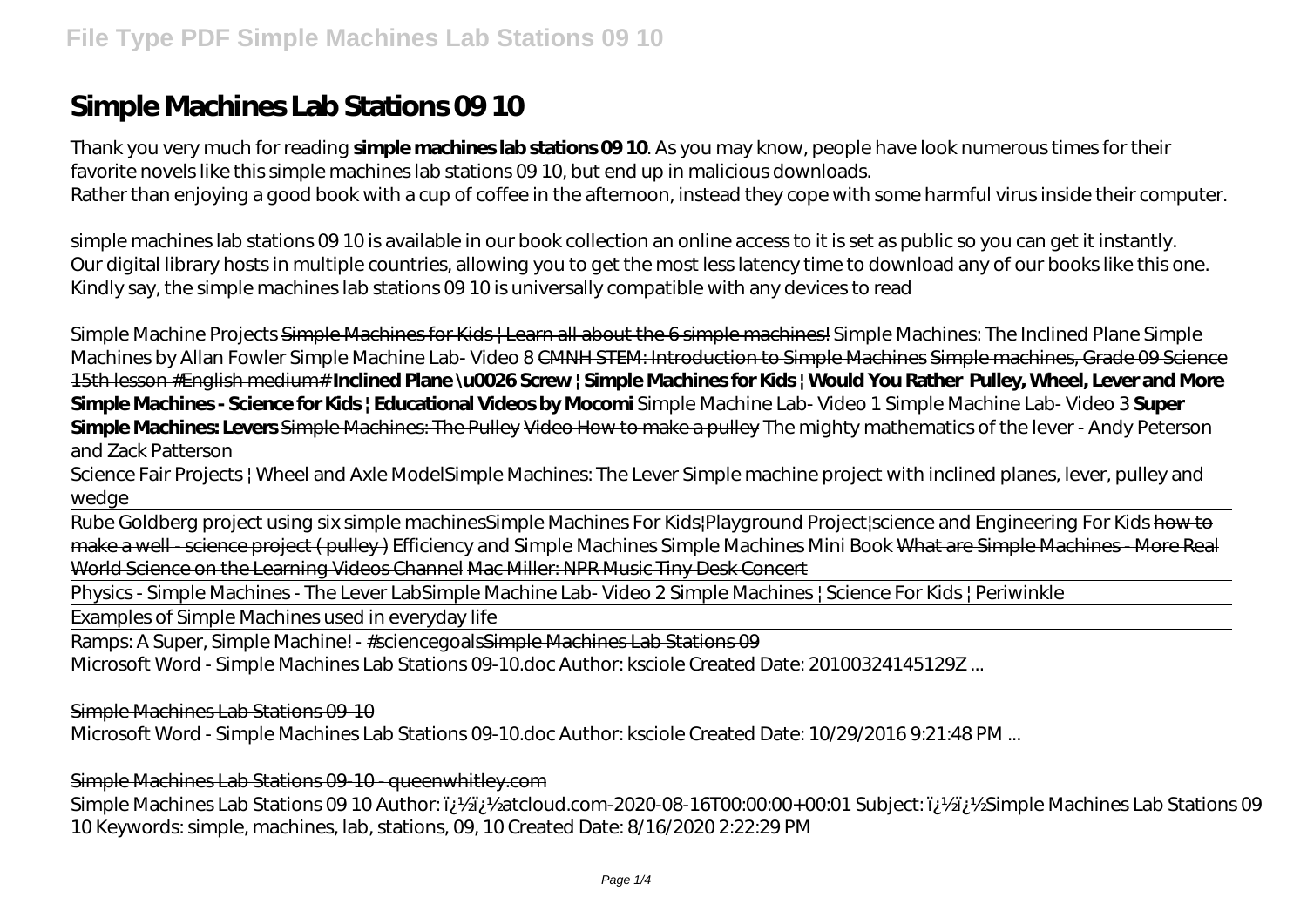# Simple Machines Lab Stations 09 10

Thank you very much for reading **simple machines lab stations 09 10**. As you may know, people have look numerous times for their favorite novels like this simple machines lab stations 09 10, but end up in malicious downloads.
Rather than enjoying a good book with a cup of coffee in the afternoon, instead they cope with some harmful virus inside their computer.

simple machines lab stations 09 10 is available in our book collection an online access to it is set as public so you can get it instantly.
Our digital library hosts in multiple countries, allowing you to get the most less latency time to download any of our books like this one.
Kindly say, the simple machines lab stations 09 10 is universally compatible with any devices to read

*Simple Machine Projects* ~~Simple Machines for Kids | Learn all about the 6 simple machines!~~ *Simple Machines: The Inclined Plane* *Simple Machines by Allan Fowler* *Simple Machine Lab- Video 8* ~~CMNH STEM: Introduction to Simple Machines~~ ~~Simple machines, Grade 09 Science 15th lesson #English medium#~~ **Inclined Plane \u0026 Screw | Simple Machines for Kids | Would You Rather Pulley, Wheel, Lever and More Simple Machines - Science for Kids | Educational Videos by Mocomi** *Simple Machine Lab- Video 1* *Simple Machine Lab- Video 3* **Super Simple Machines: Levers** ~~Simple Machines: The Pulley Video~~ ~~How to make a pulley~~ *The mighty mathematics of the lever - Andy Peterson and Zack Patterson*

Science Fair Projects | Wheel and Axle Model*Simple Machines: The Lever* *Simple machine project with inclined planes, lever, pulley and wedge*

Rube Goldberg project using six simple machines*Simple Machines For Kids|Playground Project|science and Engineering For Kids* ~~how to make a well - science project ( pulley )~~ *Efficiency and Simple Machines* *Simple Machines Mini Book* ~~What are Simple Machines - More Real World Science on the Learning Videos Channel~~ ~~Mac Miller: NPR Music Tiny Desk Concert~~

Physics - Simple Machines - The Lever Lab*Simple Machine Lab- Video 2* *Simple Machines | Science For Kids | Periwinkle*

Examples of Simple Machines used in everyday life

Ramps: A Super, Simple Machine! - #sciencegoals~~Simple Machines Lab Stations 09~~
Microsoft Word - Simple Machines Lab Stations 09-10.doc Author: ksciole Created Date: 20100324145129Z ...

Simple Machines Lab Stations 09-10

Microsoft Word - Simple Machines Lab Stations 09-10.doc Author: ksciole Created Date: 10/29/2016 9:21:48 PM ...

Simple Machines Lab Stations 09-10 - queenwhitley.com

Simple Machines Lab Stations 09 10 Author: ï¿½ï¿½atcloud.com-2020-08-16T00:00:00+00:01 Subject: ï¿½ï¿½Simple Machines Lab Stations 09 10 Keywords: simple, machines, lab, stations, 09, 10 Created Date: 8/16/2020 2:22:29 PM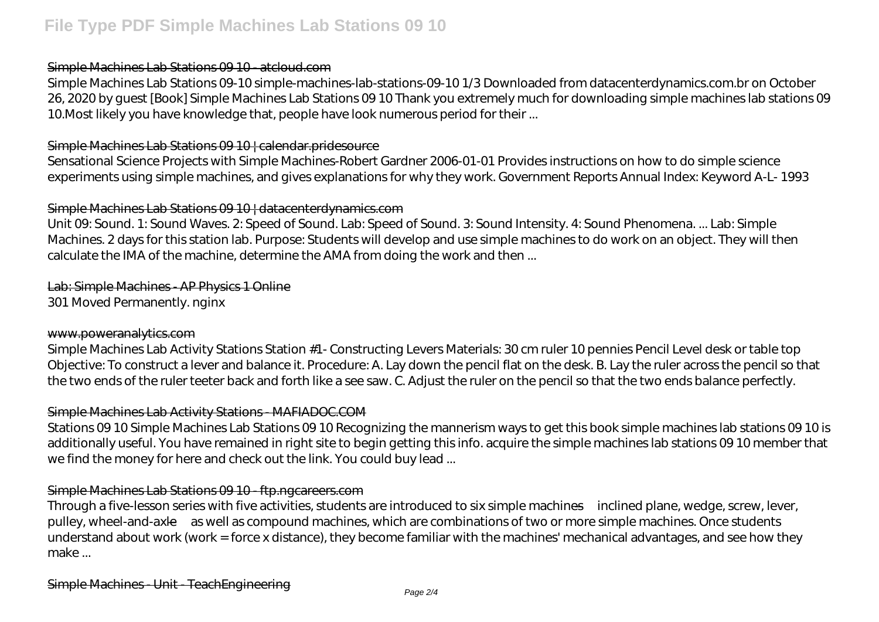### Simple Machines Lab Stations 09 10 - atcloud.com

Simple Machines Lab Stations 09-10 simple-machines-lab-stations-09-10 1/3 Downloaded from datacenterdynamics.com.br on October 26, 2020 by guest [Book] Simple Machines Lab Stations 09 10 Thank you extremely much for downloading simple machines lab stations 09 10.Most likely you have knowledge that, people have look numerous period for their ...

### Simple Machines Lab Stations 09 10 | calendar.pridesource

Sensational Science Projects with Simple Machines-Robert Gardner 2006-01-01 Provides instructions on how to do simple science experiments using simple machines, and gives explanations for why they work. Government Reports Annual Index: Keyword A-L- 1993

### Simple Machines Lab Stations 09 10 | datacenterdynamics.com

Unit 09: Sound. 1: Sound Waves. 2: Speed of Sound. Lab: Speed of Sound. 3: Sound Intensity. 4: Sound Phenomena. ... Lab: Simple Machines. 2 days for this station lab. Purpose: Students will develop and use simple machines to do work on an object. They will then calculate the IMA of the machine, determine the AMA from doing the work and then ...

### Lab: Simple Machines - AP Physics 1 Online

301 Moved Permanently. nginx

### www.poweranalytics.com

Simple Machines Lab Activity Stations Station #1- Constructing Levers Materials: 30 cm ruler 10 pennies Pencil Level desk or table top Objective: To construct a lever and balance it. Procedure: A. Lay down the pencil flat on the desk. B. Lay the ruler across the pencil so that the two ends of the ruler teeter back and forth like a see saw. C. Adjust the ruler on the pencil so that the two ends balance perfectly.

### Simple Machines Lab Activity Stations - MAFIADOC.COM

Stations 09 10 Simple Machines Lab Stations 09 10 Recognizing the mannerism ways to get this book simple machines lab stations 09 10 is additionally useful. You have remained in right site to begin getting this info. acquire the simple machines lab stations 09 10 member that we find the money for here and check out the link. You could buy lead ...

### Simple Machines Lab Stations 09 10 - ftp.ngcareers.com

Through a five-lesson series with five activities, students are introduced to six simple machines—inclined plane, wedge, screw, lever, pulley, wheel-and-axle—as well as compound machines, which are combinations of two or more simple machines. Once students understand about work (work = force x distance), they become familiar with the machines' mechanical advantages, and see how they make ...

### Simple Machines - Unit - TeachEngineering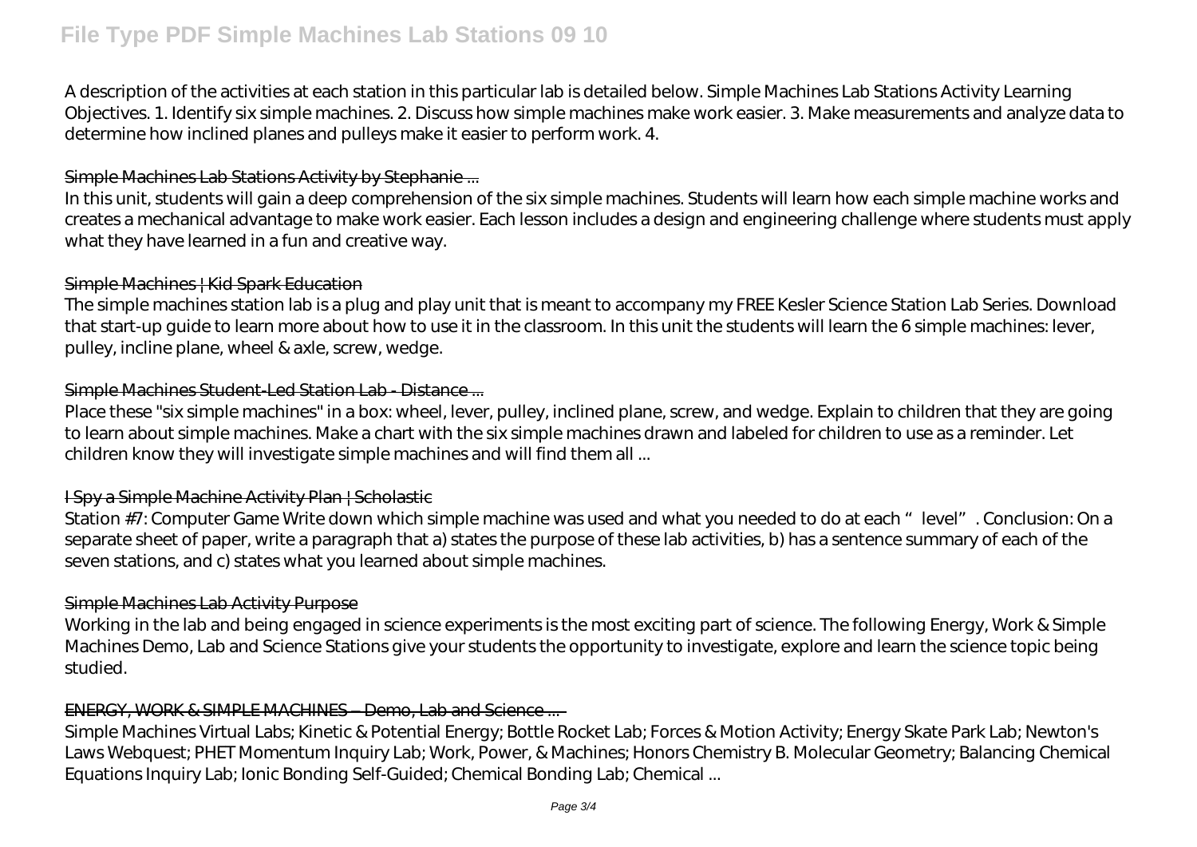A description of the activities at each station in this particular lab is detailed below. Simple Machines Lab Stations Activity Learning Objectives. 1. Identify six simple machines. 2. Discuss how simple machines make work easier. 3. Make measurements and analyze data to determine how inclined planes and pulleys make it easier to perform work. 4.

### Simple Machines Lab Stations Activity by Stephanie ...

In this unit, students will gain a deep comprehension of the six simple machines. Students will learn how each simple machine works and creates a mechanical advantage to make work easier. Each lesson includes a design and engineering challenge where students must apply what they have learned in a fun and creative way.

### Simple Machines | Kid Spark Education

The simple machines station lab is a plug and play unit that is meant to accompany my FREE Kesler Science Station Lab Series. Download that start-up guide to learn more about how to use it in the classroom. In this unit the students will learn the 6 simple machines: lever, pulley, incline plane, wheel & axle, screw, wedge.

### Simple Machines Student-Led Station Lab - Distance ...

Place these "six simple machines" in a box: wheel, lever, pulley, inclined plane, screw, and wedge. Explain to children that they are going to learn about simple machines. Make a chart with the six simple machines drawn and labeled for children to use as a reminder. Let children know they will investigate simple machines and will find them all ...

### I Spy a Simple Machine Activity Plan | Scholastic

Station #7: Computer Game Write down which simple machine was used and what you needed to do at each " level". Conclusion: On a separate sheet of paper, write a paragraph that a) states the purpose of these lab activities, b) has a sentence summary of each of the seven stations, and c) states what you learned about simple machines.

### Simple Machines Lab Activity Purpose

Working in the lab and being engaged in science experiments is the most exciting part of science. The following Energy, Work & Simple Machines Demo, Lab and Science Stations give your students the opportunity to investigate, explore and learn the science topic being studied.

### ENERGY, WORK & SIMPLE MACHINES – Demo, Lab and Science ...

Simple Machines Virtual Labs; Kinetic & Potential Energy; Bottle Rocket Lab; Forces & Motion Activity; Energy Skate Park Lab; Newton's Laws Webquest; PHET Momentum Inquiry Lab; Work, Power, & Machines; Honors Chemistry B. Molecular Geometry; Balancing Chemical Equations Inquiry Lab; Ionic Bonding Self-Guided; Chemical Bonding Lab; Chemical ...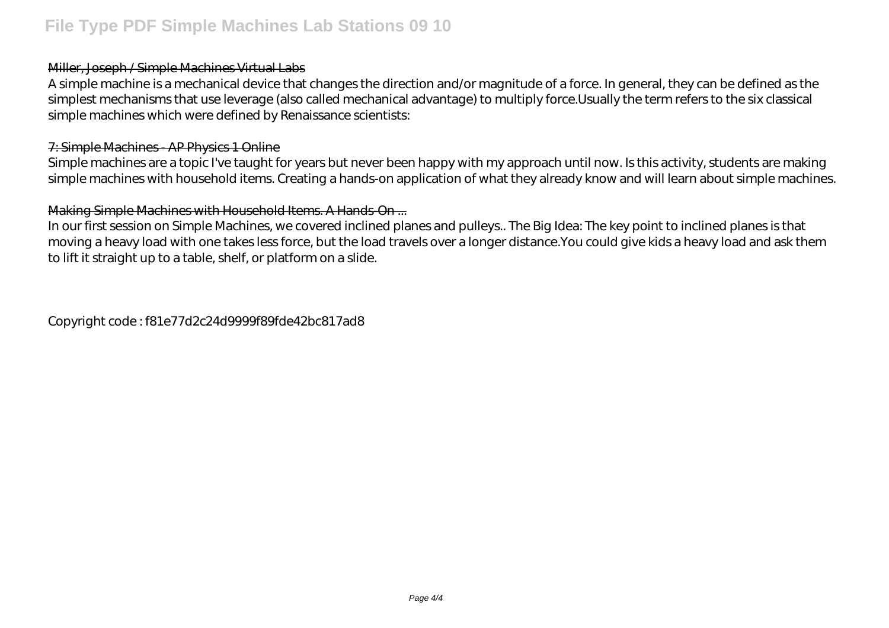Miller, Joseph / Simple Machines Virtual Labs

A simple machine is a mechanical device that changes the direction and/or magnitude of a force. In general, they can be defined as the simplest mechanisms that use leverage (also called mechanical advantage) to multiply force.Usually the term refers to the six classical simple machines which were defined by Renaissance scientists:

7: Simple Machines - AP Physics 1 Online

Simple machines are a topic I've taught for years but never been happy with my approach until now. Is this activity, students are making simple machines with household items. Creating a hands-on application of what they already know and will learn about simple machines.

Making Simple Machines with Household Items. A Hands-On ...

In our first session on Simple Machines, we covered inclined planes and pulleys.. The Big Idea: The key point to inclined planes is that moving a heavy load with one takes less force, but the load travels over a longer distance.You could give kids a heavy load and ask them to lift it straight up to a table, shelf, or platform on a slide.

Copyright code : f81e77d2c24d9999f89fde42bc817ad8